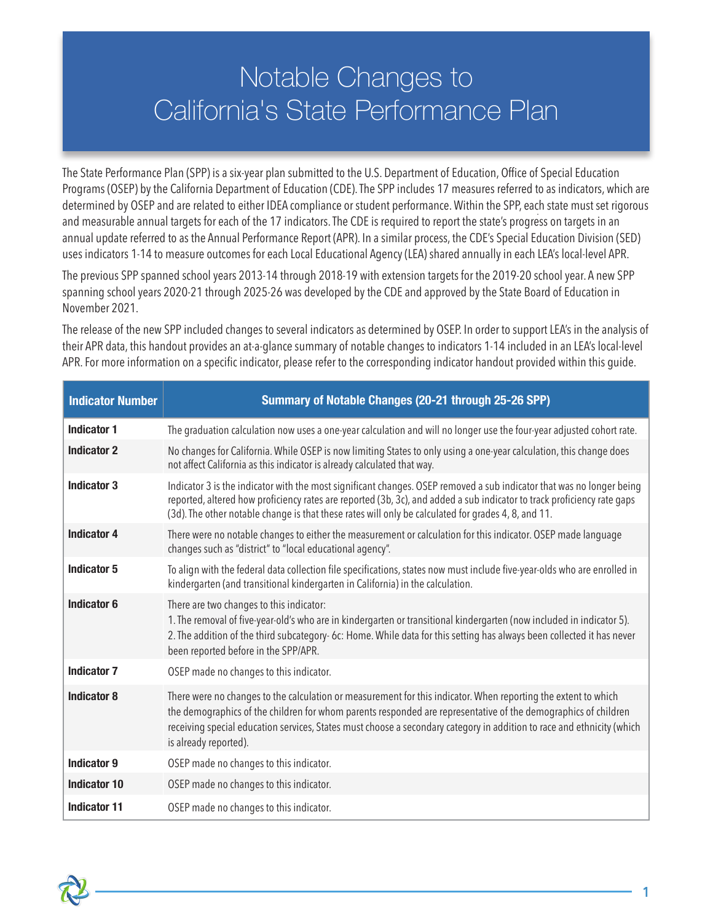# Notable Changes to California's State Performance Plan

The State Performance Plan (SPP) is a six-year plan submitted to the U.S. Department of Education, Office of Special Education Programs (OSEP) by the California Department of Education (CDE). The SPP includes 17 measures referred to as indicators, which are determined by OSEP and are related to either IDEA compliance or student performance. Within the SPP, each state must set rigorous and measurable annual targets for each of the 17 indicators. The CDE is required to report the state's progress on targets in an annual update referred to as the Annual Performance Report (APR). In a similar process, the CDE's Special Education Division (SED) uses indicators 1-14 to measure outcomes for each Local Educational Agency (LEA) shared annually in each LEA's local-level APR.

The previous SPP spanned school years 2013-14 through 2018-19 with extension targets for the 2019-20 school year. A new SPP spanning school years 2020-21 through 2025-26 was developed by the CDE and approved by the State Board of Education in November 2021.

The release of the new SPP included changes to several indicators as determined by OSEP. In order to support LEA's in the analysis of their APR data, this handout provides an at-a-glance summary of notable changes to indicators 1-14 included in an LEA's local-level APR. For more information on a specific indicator, please refer to the corresponding indicator handout provided within this guide.

| Indicator Number | Summary of Notable Changes (20-21 through 25-26 SPP) |
|---|---|
| **Indicator 1** | The graduation calculation now uses a one-year calculation and will no longer use the four-year adjusted cohort rate. |
| **Indicator 2** | No changes for California. While OSEP is now limiting States to only using a one-year calculation, this change does not affect California as this indicator is already calculated that way. |
| **Indicator 3** | Indicator 3 is the indicator with the most significant changes. OSEP removed a sub indicator that was no longer being reported, altered how proficiency rates are reported (3b, 3c), and added a sub indicator to track proficiency rate gaps (3d). The other notable change is that these rates will only be calculated for grades 4, 8, and 11. |
| **Indicator 4** | There were no notable changes to either the measurement or calculation for this indicator. OSEP made language changes such as "district" to "local educational agency". |
| **Indicator 5** | To align with the federal data collection file specifications, states now must include five-year-olds who are enrolled in kindergarten (and transitional kindergarten in California) in the calculation. |
| **Indicator 6** | There are two changes to this indicator:<br>1. The removal of five-year-old's who are in kindergarten or transitional kindergarten (now included in indicator 5).<br>2. The addition of the third subcategory- 6c: Home. While data for this setting has always been collected it has never been reported before in the SPP/APR. |
| **Indicator 7** | OSEP made no changes to this indicator. |
| **Indicator 8** | There were no changes to the calculation or measurement for this indicator. When reporting the extent to which the demographics of the children for whom parents responded are representative of the demographics of children receiving special education services, States must choose a secondary category in addition to race and ethnicity (which is already reported). |
| **Indicator 9** | OSEP made no changes to this indicator. |
| **Indicator 10** | OSEP made no changes to this indicator. |
| **Indicator 11** | OSEP made no changes to this indicator. |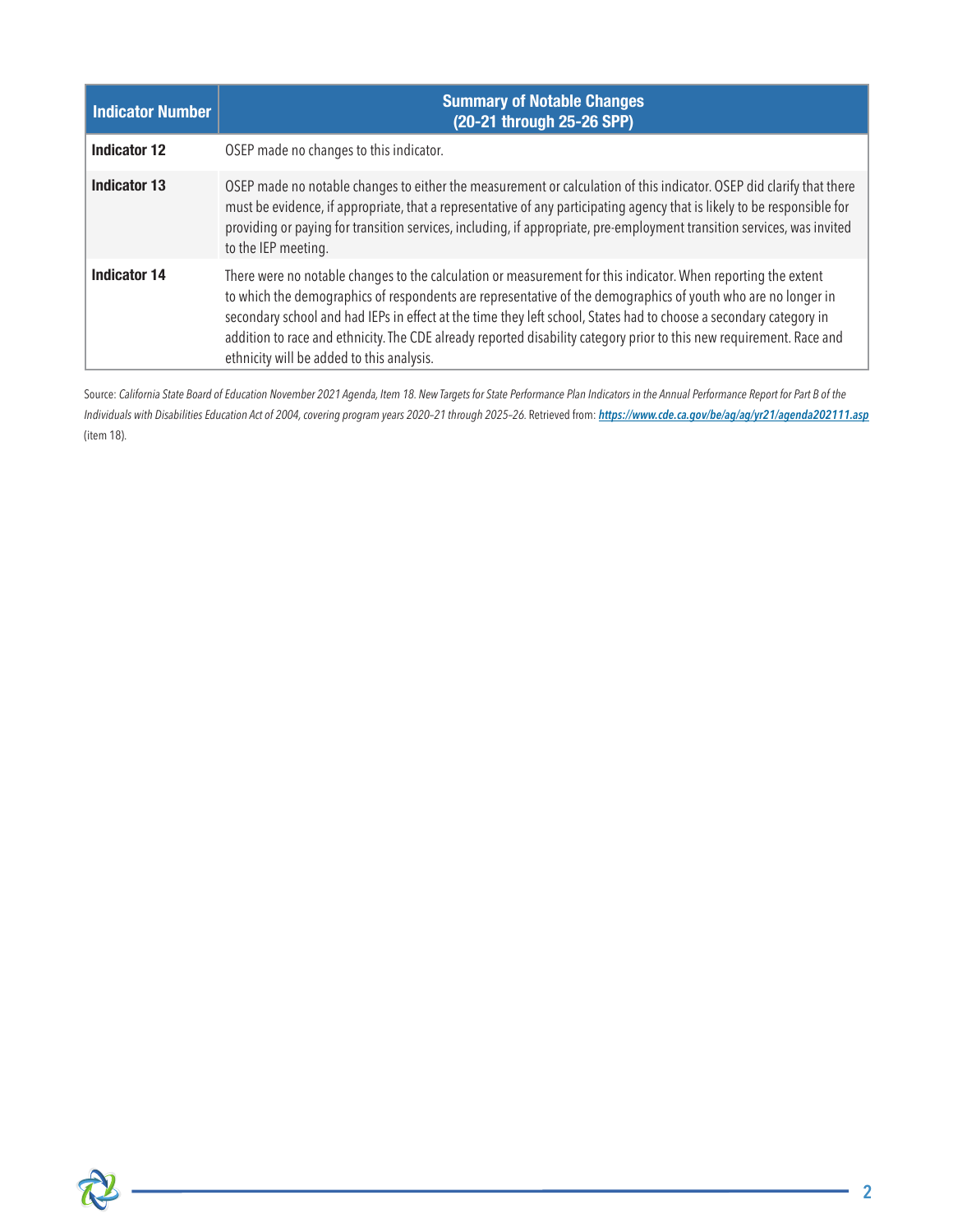| Indicator Number | Summary of Notable Changes (20-21 through 25-26 SPP) |
| --- | --- |
| **Indicator 12** | OSEP made no changes to this indicator. |
| **Indicator 13** | OSEP made no notable changes to either the measurement or calculation of this indicator. OSEP did clarify that there must be evidence, if appropriate, that a representative of any participating agency that is likely to be responsible for providing or paying for transition services, including, if appropriate, pre-employment transition services, was invited to the IEP meeting. |
| **Indicator 14** | There were no notable changes to the calculation or measurement for this indicator. When reporting the extent to which the demographics of respondents are representative of the demographics of youth who are no longer in secondary school and had IEPs in effect at the time they left school, States had to choose a secondary category in addition to race and ethnicity. The CDE already reported disability category prior to this new requirement. Race and ethnicity will be added to this analysis. |

Source: *California State Board of Education November 2021 Agenda, Item 18. New Targets for State Performance Plan Indicators in the Annual Performance Report for Part B of the Individuals with Disabilities Education Act of 2004, covering program years 2020–21 through 2025–26.* Retrieved from: ***https://www.cde.ca.gov/be/ag/ag/yr21/agenda202111.asp*** (item 18).